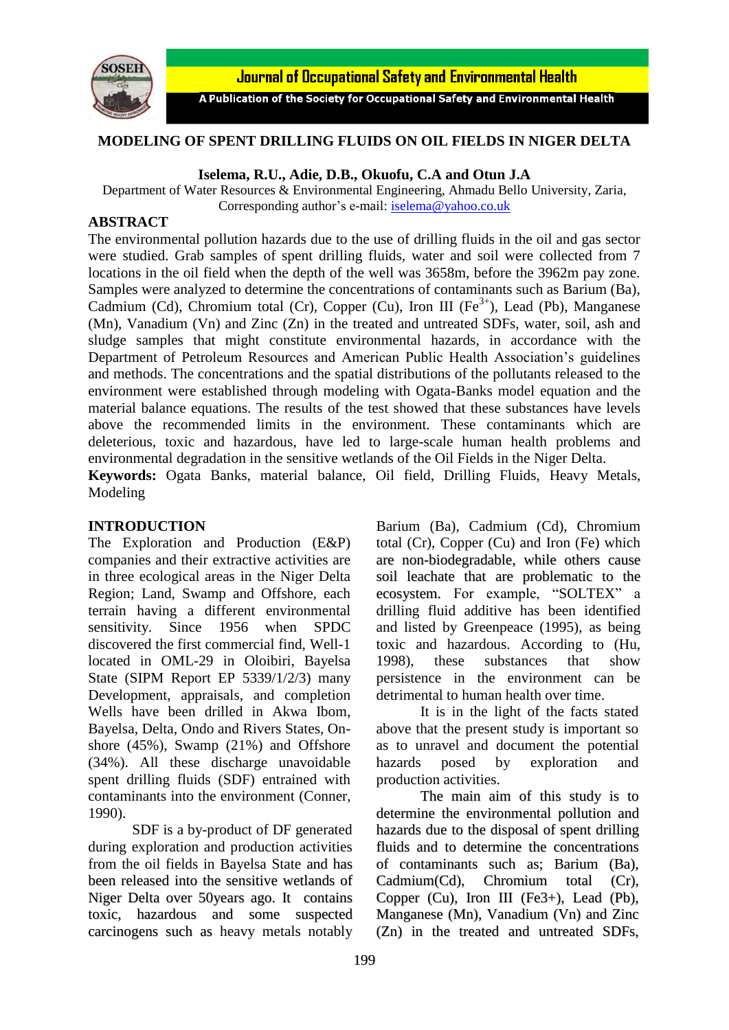Journal of Occupational Safety and Environmental Health

A Publication of the Society for Occupational Safety and Environmental Health

# MODELING OF SPENT DRILLING FLUIDS ON OIL FIELDS IN NIGER DELTA

**Iselema, R.U., Adie, D.B., Okuofu, C.A and Otun J.A**

Department of Water Resources & Environmental Engineering, Ahmadu Bello University, Zaria,
Corresponding author's e-mail: iselema@yahoo.co.uk

## ABSTRACT

The environmental pollution hazards due to the use of drilling fluids in the oil and gas sector were studied. Grab samples of spent drilling fluids, water and soil were collected from 7 locations in the oil field when the depth of the well was 3658m, before the 3962m pay zone. Samples were analyzed to determine the concentrations of contaminants such as Barium (Ba), Cadmium (Cd), Chromium total (Cr), Copper (Cu), Iron III ($Fe^{3+}$), Lead (Pb), Manganese (Mn), Vanadium (Vn) and Zinc (Zn) in the treated and untreated SDFs, water, soil, ash and sludge samples that might constitute environmental hazards, in accordance with the Department of Petroleum Resources and American Public Health Association's guidelines and methods. The concentrations and the spatial distributions of the pollutants released to the environment were established through modeling with Ogata-Banks model equation and the material balance equations. The results of the test showed that these substances have levels above the recommended limits in the environment. These contaminants which are deleterious, toxic and hazardous, have led to large-scale human health problems and environmental degradation in the sensitive wetlands of the Oil Fields in the Niger Delta.

**Keywords:** Ogata Banks, material balance, Oil field, Drilling Fluids, Heavy Metals, Modeling

## INTRODUCTION

The Exploration and Production (E&P) companies and their extractive activities are in three ecological areas in the Niger Delta Region; Land, Swamp and Offshore, each terrain having a different environmental sensitivity. Since 1956 when SPDC discovered the first commercial find, Well-1 located in OML-29 in Oloibiri, Bayelsa State (SIPM Report EP 5339/1/2/3) many Development, appraisals, and completion Wells have been drilled in Akwa Ibom, Bayelsa, Delta, Ondo and Rivers States, On-shore (45%), Swamp (21%) and Offshore (34%). All these discharge unavoidable spent drilling fluids (SDF) entrained with contaminants into the environment (Conner, 1990).

SDF is a by-product of DF generated during exploration and production activities from the oil fields in Bayelsa State and has been released into the sensitive wetlands of Niger Delta over 50years ago. It contains toxic, hazardous and some suspected carcinogens such as heavy metals notably Barium (Ba), Cadmium (Cd), Chromium total (Cr), Copper (Cu) and Iron (Fe) which are non-biodegradable, while others cause soil leachate that are problematic to the ecosystem. For example, "SOLTEX" a drilling fluid additive has been identified and listed by Greenpeace (1995), as being toxic and hazardous. According to (Hu, 1998), these substances that show persistence in the environment can be detrimental to human health over time.

It is in the light of the facts stated above that the present study is important so as to unravel and document the potential hazards posed by exploration and production activities.

The main aim of this study is to determine the environmental pollution and hazards due to the disposal of spent drilling fluids and to determine the concentrations of contaminants such as; Barium (Ba), Cadmium(Cd), Chromium total (Cr), Copper (Cu), Iron III ($Fe^{3+}$), Lead (Pb), Manganese (Mn), Vanadium (Vn) and Zinc (Zn) in the treated and untreated SDFs,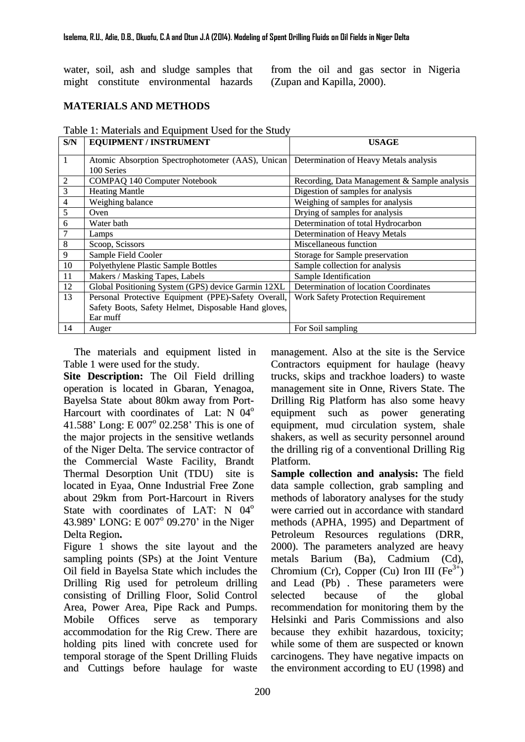water, soil, ash and sludge samples that might constitute environmental hazards from the oil and gas sector in Nigeria (Zupan and Kapilla, 2000).

## MATERIALS AND METHODS

Table 1: Materials and Equipment Used for the Study

| S/N | EQUIPMENT / INSTRUMENT | USAGE |
|---|---|---|
| 1 | Atomic Absorption Spectrophotometer (AAS), Unican 100 Series | Determination of Heavy Metals analysis |
| 2 | COMPAQ 140 Computer Notebook | Recording, Data Management & Sample analysis |
| 3 | Heating Mantle | Digestion of samples for analysis |
| 4 | Weighing balance | Weighing of samples for analysis |
| 5 | Oven | Drying of samples for analysis |
| 6 | Water bath | Determination of total Hydrocarbon |
| 7 | Lamps | Determination of Heavy Metals |
| 8 | Scoop, Scissors | Miscellaneous function |
| 9 | Sample Field Cooler | Storage for Sample preservation |
| 10 | Polyethylene Plastic Sample Bottles | Sample collection for analysis |
| 11 | Makers / Masking Tapes, Labels | Sample Identification |
| 12 | Global Positioning System (GPS) device Garmin 12XL | Determination of location Coordinates |
| 13 | Personal Protective Equipment (PPE)-Safety Overall, Safety Boots, Safety Helmet, Disposable Hand gloves, Ear muff | Work Safety Protection Requirement |
| 14 | Auger | For Soil sampling |

The materials and equipment listed in Table 1 were used for the study.

**Site Description:** The Oil Field drilling operation is located in Gbaran, Yenagoa, Bayelsa State about 80km away from Port-Harcourt with coordinates of Lat: N 04$^o$ 41.588' Long: E 007$^o$ 02.258' This is one of the major projects in the sensitive wetlands of the Niger Delta. The service contractor of the Commercial Waste Facility, Brandt Thermal Desorption Unit (TDU) site is located in Eyaa, Onne Industrial Free Zone about 29km from Port-Harcourt in Rivers State with coordinates of LAT: N 04$^o$ 43.989' LONG: E 007$^o$ 09.270' in the Niger Delta Region**.**

Figure 1 shows the site layout and the sampling points (SPs) at the Joint Venture Oil field in Bayelsa State which includes the Drilling Rig used for petroleum drilling consisting of Drilling Floor, Solid Control Area, Power Area, Pipe Rack and Pumps. Mobile Offices serve as temporary accommodation for the Rig Crew. There are holding pits lined with concrete used for temporal storage of the Spent Drilling Fluids and Cuttings before haulage for waste management. Also at the site is the Service Contractors equipment for haulage (heavy trucks, skips and trackhoe loaders) to waste management site in Onne, Rivers State. The Drilling Rig Platform has also some heavy equipment such as power generating equipment, mud circulation system, shale shakers, as well as security personnel around the drilling rig of a conventional Drilling Rig Platform.

**Sample collection and analysis:** The field data sample collection, grab sampling and methods of laboratory analyses for the study were carried out in accordance with standard methods (APHA, 1995) and Department of Petroleum Resources regulations (DRR, 2000). The parameters analyzed are heavy metals Barium (Ba), Cadmium (Cd), Chromium (Cr), Copper (Cu) Iron III ($Fe^{3+}$) and Lead (Pb) . These parameters were selected because of the global recommendation for monitoring them by the Helsinki and Paris Commissions and also because they exhibit hazardous, toxicity; while some of them are suspected or known carcinogens. They have negative impacts on the environment according to EU (1998) and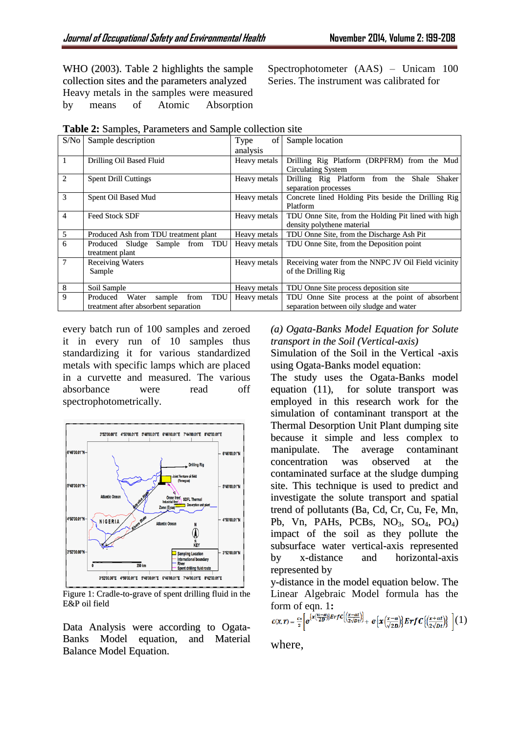WHO (2003). Table 2 highlights the sample collection sites and the parameters analyzed Heavy metals in the samples were measured by means of Atomic Absorption Spectrophotometer (AAS) – Unicam 100 Series. The instrument was calibrated for

**Table 2:** Samples, Parameters and Sample collection site

| S/No | Sample description | Type of analysis | Sample location |
|---|---|---|---|
| 1 | Drilling Oil Based Fluid | Heavy metals | Drilling Rig Platform (DRPFRM) from the Mud Circulating System |
| 2 | Spent Drill Cuttings | Heavy metals | Drilling Rig Platform from the Shale Shaker separation processes |
| 3 | Spent Oil Based Mud | Heavy metals | Concrete lined Holding Pits beside the Drilling Rig Platform |
| 4 | Feed Stock SDF | Heavy metals | TDU Onne Site, from the Holding Pit lined with high density polythene material |
| 5 | Produced Ash from TDU treatment plant | Heavy metals | TDU Onne Site, from the Discharge Ash Pit |
| 6 | Produced Sludge Sample from TDU treatment plant | Heavy metals | TDU Onne Site, from the Deposition point |
| 7 | Receiving Waters Sample | Heavy metals | Receiving water from the NNPC JV Oil Field vicinity of the Drilling Rig |
| 8 | Soil Sample | Heavy metals | TDU Onne Site process deposition site |
| 9 | Produced Water sample from TDU treatment after absorbent separation | Heavy metals | TDU Onne Site process at the point of absorbent separation between oily sludge and water |

every batch run of 100 samples and zeroed it in every run of 10 samples thus standardizing it for various standardized metals with specific lamps which are placed in a curvette and measured. The various absorbance were read off spectrophotometrically.

Figure 1: Cradle-to-grave of spent drilling fluid in the E&P oil field

Data Analysis were according to Ogata-Banks Model equation, and Material Balance Model Equation.

*(a) Ogata-Banks Model Equation for Solute transport in the Soil (Vertical-axis)*

Simulation of the Soil in the Vertical -axis using Ogata-Banks model equation:

The study uses the Ogata-Banks model equation (11), for solute transport was employed in this research work for the simulation of contaminant transport at the Thermal Desorption Unit Plant dumping site because it simple and less complex to manipulate. The average contaminant concentration was observed at the contaminated surface at the sludge dumping site. This technique is used to predict and investigate the solute transport and spatial trend of pollutants (Ba, Cd, Cr, Cu, Fe, Mn, Pb, Vn, PAHs, PCBs, $NO_3$, $SO_4$, $PO_4$) impact of the soil as they pollute the subsurface water vertical-axis represented by x-distance and horizontal-axis represented by

y-distance in the model equation below. The Linear Algebraic Model formula has the form of eqn. 1**:**

$$C(X,T) = \frac{Co}{2}\left[ e^{\left\{x\left(\frac{u-a}{2D}\right)\right\}} ErfC\left\{\left(\frac{x-at}{2\sqrt{Dt}}\right)\right\} + e\left\{x\left(\frac{x-a}{\sqrt{2D}}\right)\right\} ErfC\left\{\left(\frac{x+at}{2\sqrt{Dt}}\right)\right\} \right] \quad (1)$$

where,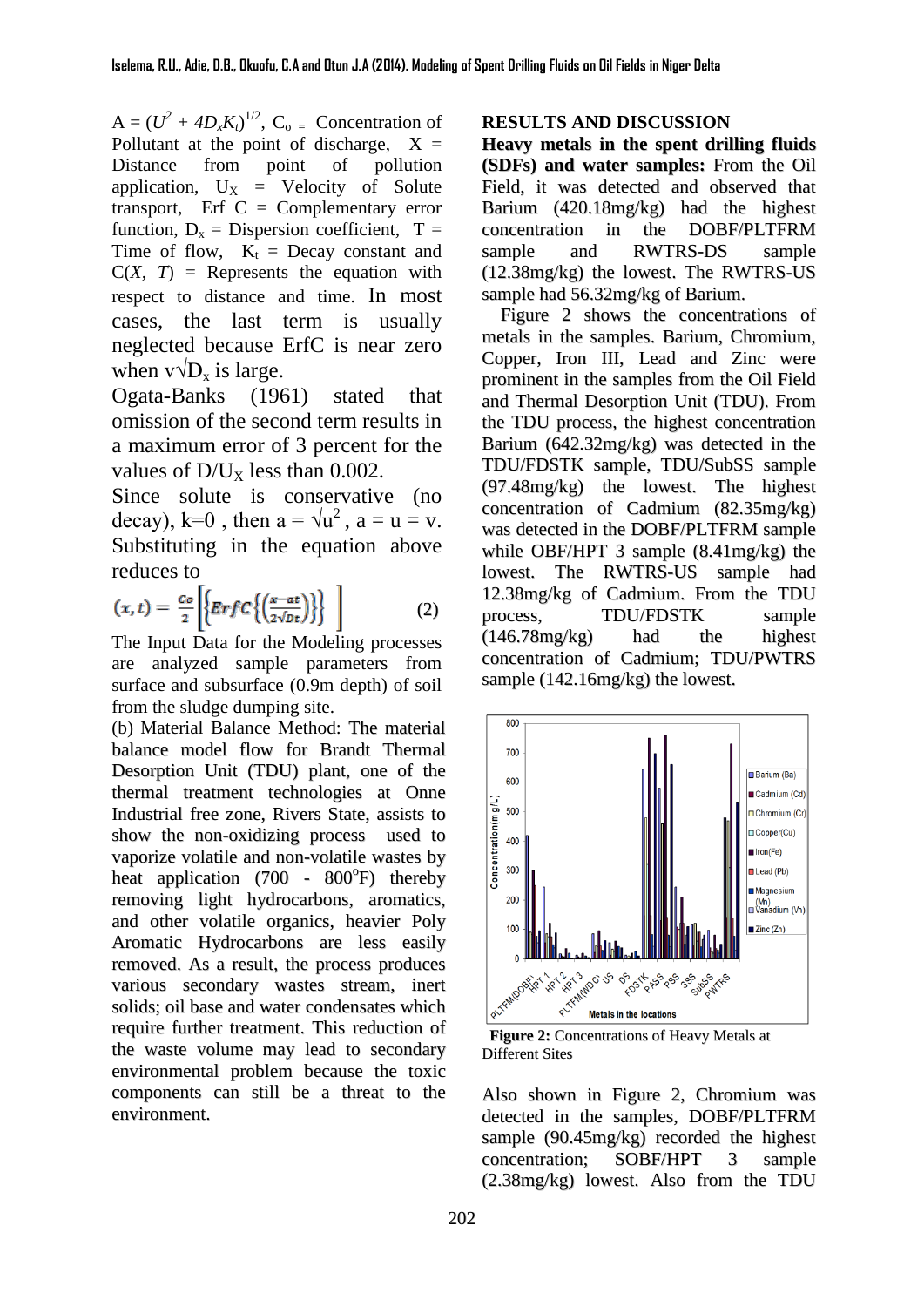$A = (U^2 + 4D_xK_t)^{1/2}$, $C_o$ = Concentration of Pollutant at the point of discharge, X = Distance from point of pollution application, $U_X$ = Velocity of Solute transport, Erf C = Complementary error function, $D_x$ = Dispersion coefficient, T = Time of flow, $K_t$ = Decay constant and $C(X, T)$ = Represents the equation with respect to distance and time. In most cases, the last term is usually neglected because ErfC is near zero when $v\sqrt{D_x}$ is large.

Ogata-Banks (1961) stated that omission of the second term results in a maximum error of 3 percent for the values of $D/U_X$ less than 0.002.

Since solute is conservative (no decay), k=0 , then $a = \sqrt{u^2}$ , a = u = v. Substituting in the equation above reduces to

$$(x,t) = \frac{Co}{2}\left[\left\{ErfC\left\{\left(\frac{x-at}{2\sqrt{Dt}}\right)\right\}\right\}\right] \qquad (2)$$

The Input Data for the Modeling processes are analyzed sample parameters from surface and subsurface (0.9m depth) of soil from the sludge dumping site.

(b) Material Balance Method: The material balance model flow for Brandt Thermal Desorption Unit (TDU) plant, one of the thermal treatment technologies at Onne Industrial free zone, Rivers State, assists to show the non-oxidizing process used to vaporize volatile and non-volatile wastes by heat application (700 - 800°F) thereby removing light hydrocarbons, aromatics, and other volatile organics, heavier Poly Aromatic Hydrocarbons are less easily removed. As a result, the process produces various secondary wastes stream, inert solids; oil base and water condensates which require further treatment. This reduction of the waste volume may lead to secondary environmental problem because the toxic components can still be a threat to the environment.

## RESULTS AND DISCUSSION

**Heavy metals in the spent drilling fluids (SDFs) and water samples:** From the Oil Field, it was detected and observed that Barium (420.18mg/kg) had the highest concentration in the DOBF/PLTFRM sample and RWTRS-DS sample (12.38mg/kg) the lowest. The RWTRS-US sample had 56.32mg/kg of Barium.

Figure 2 shows the concentrations of metals in the samples. Barium, Chromium, Copper, Iron III, Lead and Zinc were prominent in the samples from the Oil Field and Thermal Desorption Unit (TDU). From the TDU process, the highest concentration Barium (642.32mg/kg) was detected in the TDU/FDSTK sample, TDU/SubSS sample (97.48mg/kg) the lowest. The highest concentration of Cadmium (82.35mg/kg) was detected in the DOBF/PLTFRM sample while OBF/HPT 3 sample (8.41mg/kg) the lowest. The RWTRS-US sample had 12.38mg/kg of Cadmium. From the TDU process, TDU/FDSTK sample (146.78mg/kg) had the highest concentration of Cadmium; TDU/PWTRS sample (142.16mg/kg) the lowest.

**Figure 2:** Concentrations of Heavy Metals at Different Sites

Also shown in Figure 2, Chromium was detected in the samples, DOBF/PLTFRM sample (90.45mg/kg) recorded the highest concentration; SOBF/HPT 3 sample (2.38mg/kg) lowest. Also from the TDU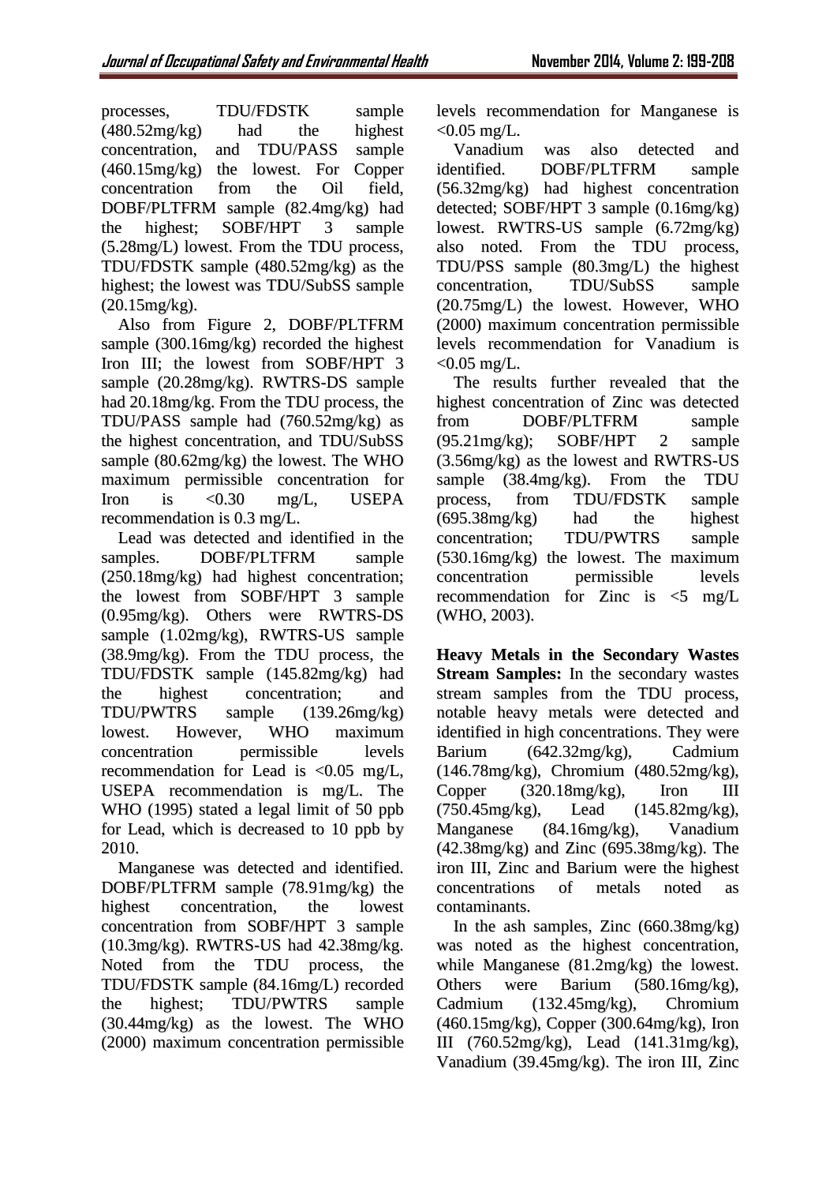processes, TDU/FDSTK sample (480.52mg/kg) had the highest concentration, and TDU/PASS sample (460.15mg/kg) the lowest. For Copper concentration from the Oil field, DOBF/PLTFRM sample (82.4mg/kg) had the highest; SOBF/HPT 3 sample (5.28mg/L) lowest. From the TDU process, TDU/FDSTK sample (480.52mg/kg) as the highest; the lowest was TDU/SubSS sample (20.15mg/kg).

Also from Figure 2, DOBF/PLTFRM sample (300.16mg/kg) recorded the highest Iron III; the lowest from SOBF/HPT 3 sample (20.28mg/kg). RWTRS-DS sample had 20.18mg/kg. From the TDU process, the TDU/PASS sample had (760.52mg/kg) as the highest concentration, and TDU/SubSS sample (80.62mg/kg) the lowest. The WHO maximum permissible concentration for Iron is <0.30 mg/L, USEPA recommendation is 0.3 mg/L.

Lead was detected and identified in the samples. DOBF/PLTFRM sample (250.18mg/kg) had highest concentration; the lowest from SOBF/HPT 3 sample (0.95mg/kg). Others were RWTRS-DS sample (1.02mg/kg), RWTRS-US sample (38.9mg/kg). From the TDU process, the TDU/FDSTK sample (145.82mg/kg) had the highest concentration; and TDU/PWTRS sample (139.26mg/kg) lowest. However, WHO maximum concentration permissible levels recommendation for Lead is <0.05 mg/L, USEPA recommendation is mg/L. The WHO (1995) stated a legal limit of 50 ppb for Lead, which is decreased to 10 ppb by 2010.

Manganese was detected and identified. DOBF/PLTFRM sample (78.91mg/kg) the highest concentration, the lowest concentration from SOBF/HPT 3 sample (10.3mg/kg). RWTRS-US had 42.38mg/kg. Noted from the TDU process, the TDU/FDSTK sample (84.16mg/L) recorded the highest; TDU/PWTRS sample (30.44mg/kg) as the lowest. The WHO (2000) maximum concentration permissible levels recommendation for Manganese is <0.05 mg/L.

Vanadium was also detected and identified. DOBF/PLTFRM sample (56.32mg/kg) had highest concentration detected; SOBF/HPT 3 sample (0.16mg/kg) lowest. RWTRS-US sample (6.72mg/kg) also noted. From the TDU process, TDU/PSS sample (80.3mg/L) the highest concentration, TDU/SubSS sample (20.75mg/L) the lowest. However, WHO (2000) maximum concentration permissible levels recommendation for Vanadium is <0.05 mg/L.

The results further revealed that the highest concentration of Zinc was detected from DOBF/PLTFRM sample (95.21mg/kg); SOBF/HPT 2 sample (3.56mg/kg) as the lowest and RWTRS-US sample (38.4mg/kg). From the TDU process, from TDU/FDSTK sample (695.38mg/kg) had the highest concentration; TDU/PWTRS sample (530.16mg/kg) the lowest. The maximum concentration permissible levels recommendation for Zinc is <5 mg/L (WHO, 2003).

**Heavy Metals in the Secondary Wastes Stream Samples:** In the secondary wastes stream samples from the TDU process, notable heavy metals were detected and identified in high concentrations. They were Barium (642.32mg/kg), Cadmium (146.78mg/kg), Chromium (480.52mg/kg), Copper (320.18mg/kg), Iron III (750.45mg/kg), Lead (145.82mg/kg), Manganese (84.16mg/kg), Vanadium (42.38mg/kg) and Zinc (695.38mg/kg). The iron III, Zinc and Barium were the highest concentrations of metals noted as contaminants.

In the ash samples, Zinc (660.38mg/kg) was noted as the highest concentration, while Manganese (81.2mg/kg) the lowest. Others were Barium (580.16mg/kg), Cadmium (132.45mg/kg), Chromium (460.15mg/kg), Copper (300.64mg/kg), Iron III (760.52mg/kg), Lead (141.31mg/kg), Vanadium (39.45mg/kg). The iron III, Zinc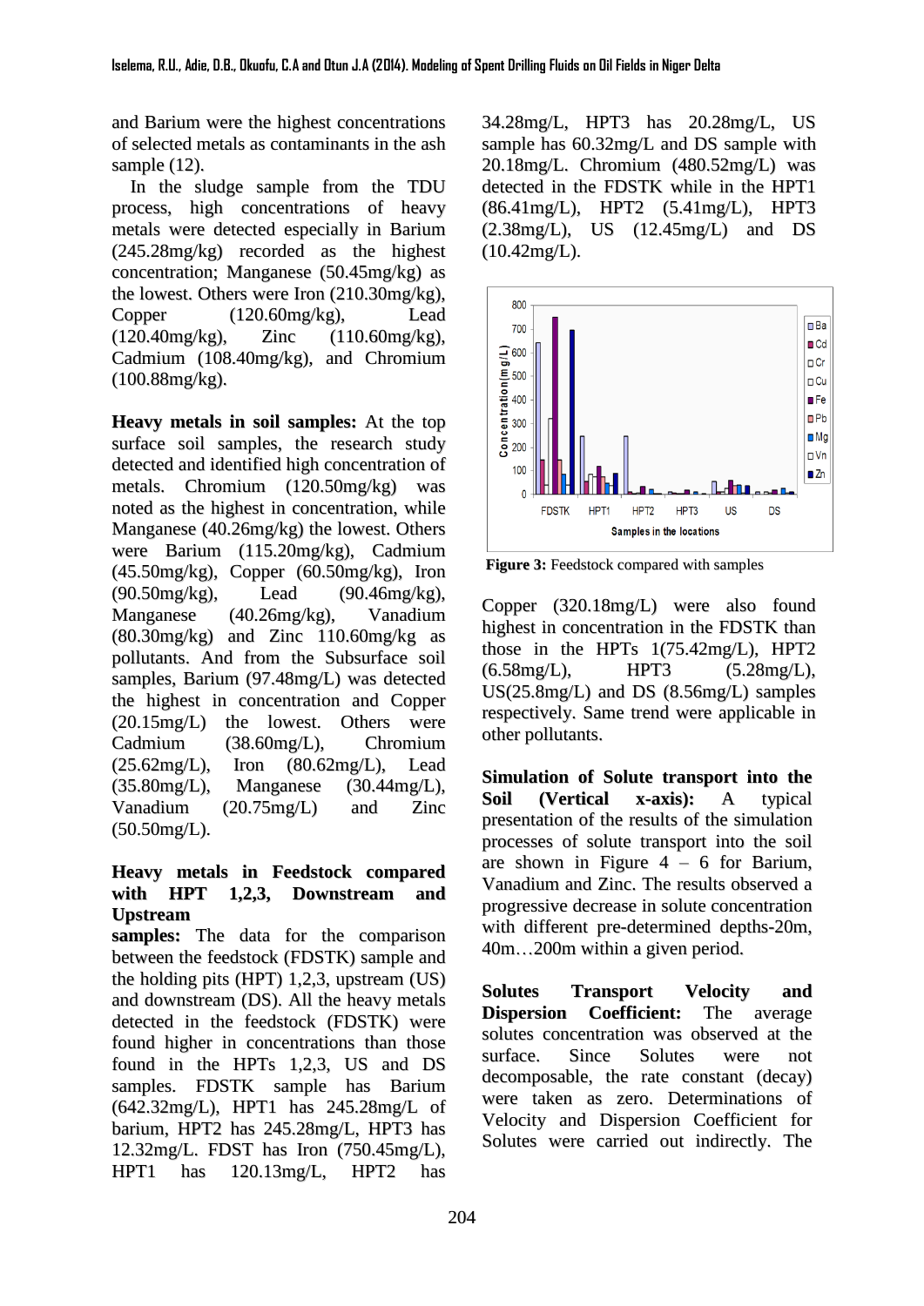and Barium were the highest concentrations of selected metals as contaminants in the ash sample (12).

In the sludge sample from the TDU process, high concentrations of heavy metals were detected especially in Barium (245.28mg/kg) recorded as the highest concentration; Manganese (50.45mg/kg) as the lowest. Others were Iron (210.30mg/kg), Copper (120.60mg/kg), Lead (120.40mg/kg), Zinc (110.60mg/kg), Cadmium (108.40mg/kg), and Chromium (100.88mg/kg).

**Heavy metals in soil samples:** At the top surface soil samples, the research study detected and identified high concentration of metals. Chromium (120.50mg/kg) was noted as the highest in concentration, while Manganese (40.26mg/kg) the lowest. Others were Barium (115.20mg/kg), Cadmium (45.50mg/kg), Copper (60.50mg/kg), Iron (90.50mg/kg), Lead (90.46mg/kg), Manganese (40.26mg/kg), Vanadium (80.30mg/kg) and Zinc 110.60mg/kg as pollutants. And from the Subsurface soil samples, Barium (97.48mg/L) was detected the highest in concentration and Copper (20.15mg/L) the lowest. Others were Cadmium (38.60mg/L), Chromium (25.62mg/L), Iron (80.62mg/L), Lead (35.80mg/L), Manganese (30.44mg/L), Vanadium (20.75mg/L) and Zinc (50.50mg/L).

**Heavy metals in Feedstock compared with HPT 1,2,3, Downstream and Upstream samples:** The data for the comparison between the feedstock (FDSTK) sample and the holding pits (HPT) 1,2,3, upstream (US) and downstream (DS). All the heavy metals detected in the feedstock (FDSTK) were found higher in concentrations than those found in the HPTs 1,2,3, US and DS samples. FDSTK sample has Barium (642.32mg/L), HPT1 has 245.28mg/L of barium, HPT2 has 245.28mg/L, HPT3 has 12.32mg/L. FDST has Iron (750.45mg/L), HPT1 has 120.13mg/L, HPT2 has 34.28mg/L, HPT3 has 20.28mg/L, US sample has 60.32mg/L and DS sample with 20.18mg/L. Chromium (480.52mg/L) was detected in the FDSTK while in the HPT1 (86.41mg/L), HPT2 (5.41mg/L), HPT3 (2.38mg/L), US (12.45mg/L) and DS (10.42mg/L).

**Figure 3:** Feedstock compared with samples

Copper (320.18mg/L) were also found highest in concentration in the FDSTK than those in the HPTs 1(75.42mg/L), HPT2 (6.58mg/L), HPT3 (5.28mg/L), US(25.8mg/L) and DS (8.56mg/L) samples respectively. Same trend were applicable in other pollutants.

**Simulation of Solute transport into the Soil (Vertical x-axis):** A typical presentation of the results of the simulation processes of solute transport into the soil are shown in Figure 4 – 6 for Barium, Vanadium and Zinc. The results observed a progressive decrease in solute concentration with different pre-determined depths-20m, 40m…200m within a given period.

**Solutes Transport Velocity and Dispersion Coefficient:** The average solutes concentration was observed at the surface. Since Solutes were not decomposable, the rate constant (decay) were taken as zero. Determinations of Velocity and Dispersion Coefficient for Solutes were carried out indirectly. The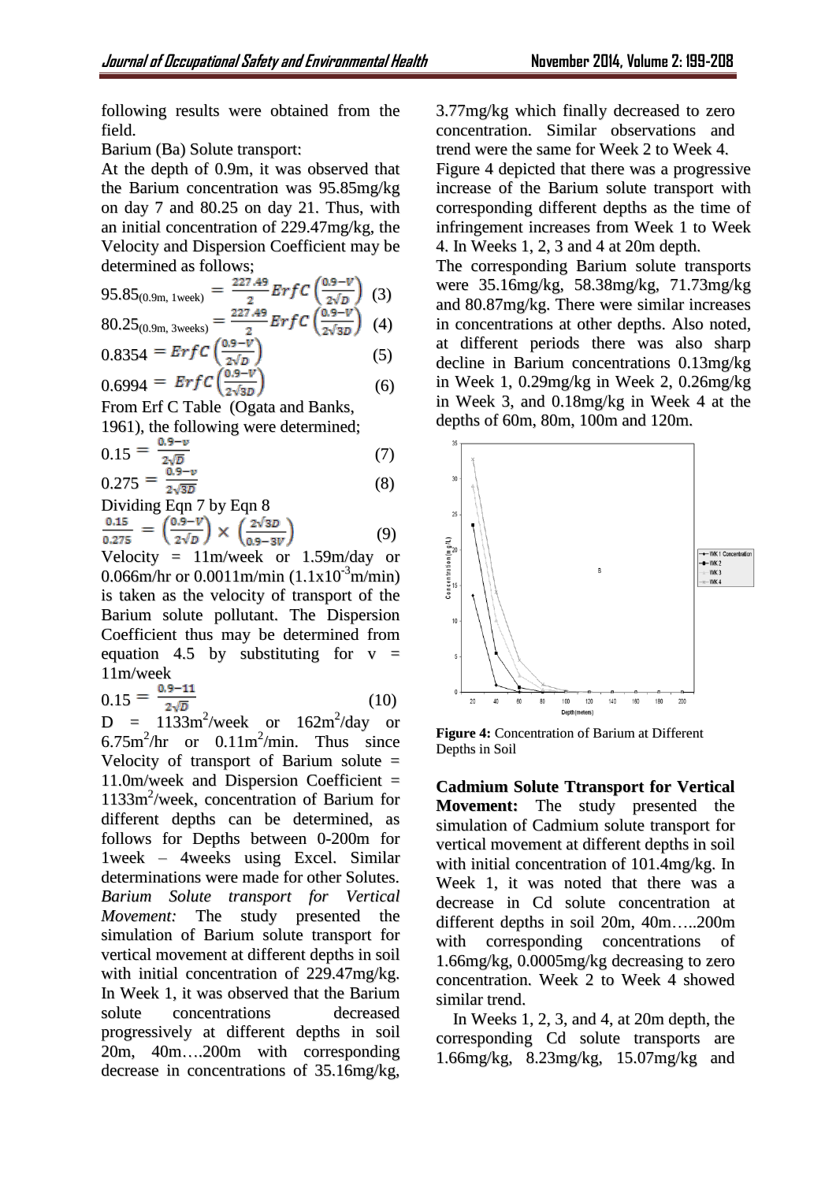following results were obtained from the field.

Barium (Ba) Solute transport:

At the depth of 0.9m, it was observed that the Barium concentration was 95.85mg/kg on day 7 and 80.25 on day 21. Thus, with an initial concentration of 229.47mg/kg, the Velocity and Dispersion Coefficient may be determined as follows;

$$95.85_{(0.9m,\ 1week)} = \frac{227.49}{2} ErfC\left(\frac{0.9-V}{2\sqrt{D}}\right) \quad (3)$$

$$80.25_{(0.9m,\ 3weeks)} = \frac{227.49}{2} ErfC\left(\frac{0.9-V}{2\sqrt{3D}}\right) \quad (4)$$

$$0.8354 = ErfC\left(\frac{0.9-V}{2\sqrt{D}}\right) \quad (5)$$

$$0.6994 = ErfC\left(\frac{0.9-V}{2\sqrt{3D}}\right) \quad (6)$$

From Erf C Table (Ogata and Banks, 1961), the following were determined;

$$0.15 = \frac{0.9-v}{2\sqrt{D}} \quad (7)$$

$$0.275 = \frac{0.9-v}{2\sqrt{3D}} \quad (8)$$

Dividing Eqn 7 by Eqn 8

$$\frac{0.15}{0.275} = \left(\frac{0.9-V}{2\sqrt{D}}\right) \times \left(\frac{2\sqrt{3D}}{0.9-3V}\right) \quad (9)$$

Velocity = 11m/week or 1.59m/day or 0.066m/hr or 0.0011m/min ($1.1\text{x}10^{-3}$m/min) is taken as the velocity of transport of the Barium solute pollutant. The Dispersion Coefficient thus may be determined from equation 4.5 by substituting for v = 11m/week

$$0.15 = \frac{0.9-11}{2\sqrt{D}} \quad (10)$$

D = 1133m$^2$/week or 162m$^2$/day or 6.75m$^2$/hr or 0.11m$^2$/min. Thus since Velocity of transport of Barium solute = 11.0m/week and Dispersion Coefficient = 1133m$^2$/week, concentration of Barium for different depths can be determined, as follows for Depths between 0-200m for 1week – 4weeks using Excel. Similar determinations were made for other Solutes.

*Barium Solute transport for Vertical Movement:* The study presented the simulation of Barium solute transport for vertical movement at different depths in soil with initial concentration of 229.47mg/kg. In Week 1, it was observed that the Barium solute concentrations decreased progressively at different depths in soil 20m, 40m….200m with corresponding decrease in concentrations of 35.16mg/kg, 3.77mg/kg which finally decreased to zero concentration. Similar observations and trend were the same for Week 2 to Week 4.

Figure 4 depicted that there was a progressive increase of the Barium solute transport with corresponding different depths as the time of infringement increases from Week 1 to Week 4. In Weeks 1, 2, 3 and 4 at 20m depth.

The corresponding Barium solute transports were 35.16mg/kg, 58.38mg/kg, 71.73mg/kg and 80.87mg/kg. There were similar increases in concentrations at other depths. Also noted, at different periods there was also sharp decline in Barium concentrations 0.13mg/kg in Week 1, 0.29mg/kg in Week 2, 0.26mg/kg in Week 3, and 0.18mg/kg in Week 4 at the depths of 60m, 80m, 100m and 120m.

**Figure 4:** Concentration of Barium at Different Depths in Soil

**Cadmium Solute Ttransport for Vertical Movement:** The study presented the simulation of Cadmium solute transport for vertical movement at different depths in soil with initial concentration of 101.4mg/kg. In Week 1, it was noted that there was a decrease in Cd solute concentration at different depths in soil 20m, 40m…..200m with corresponding concentrations of 1.66mg/kg, 0.0005mg/kg decreasing to zero concentration. Week 2 to Week 4 showed similar trend.

In Weeks 1, 2, 3, and 4, at 20m depth, the corresponding Cd solute transports are 1.66mg/kg, 8.23mg/kg, 15.07mg/kg and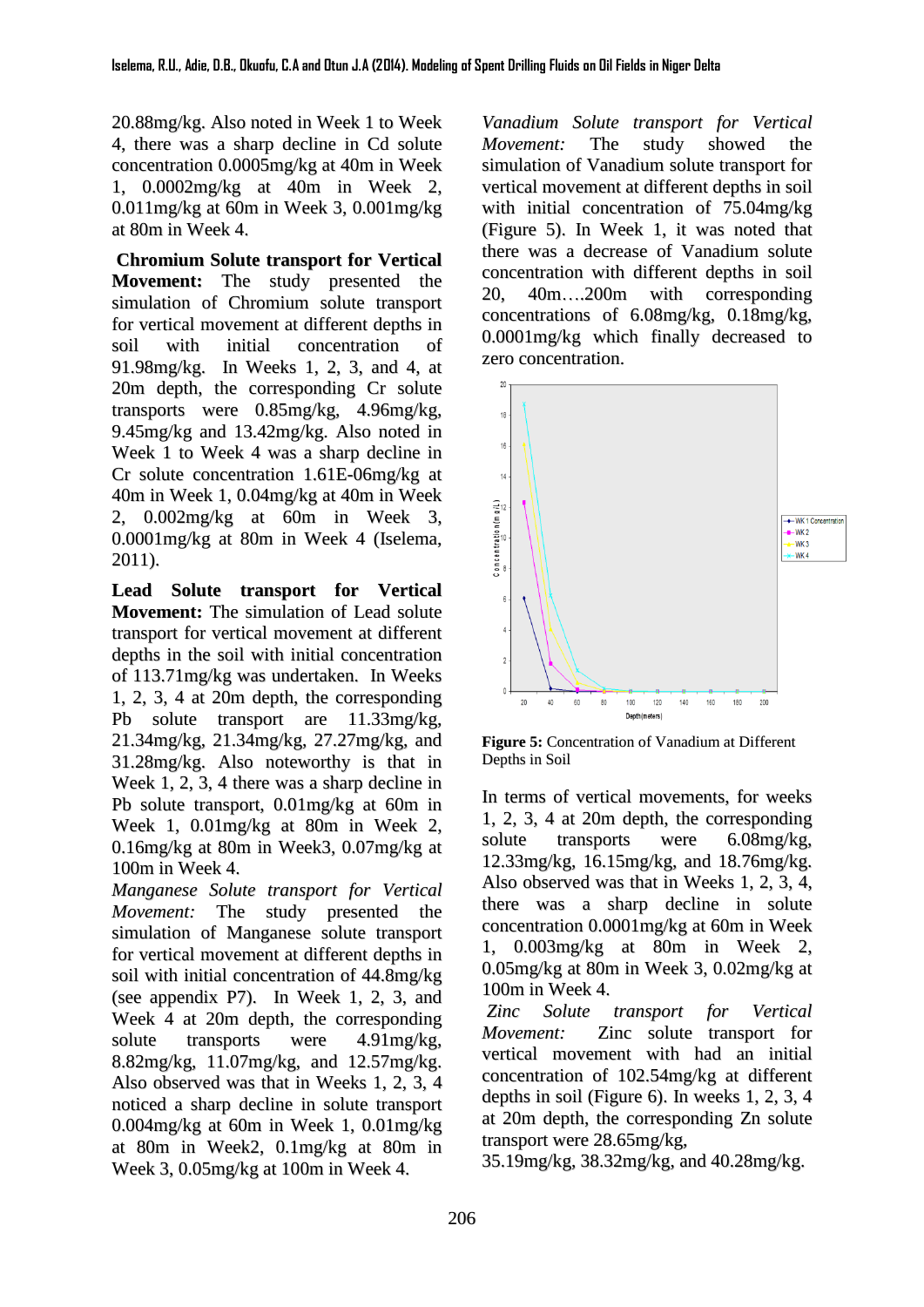20.88mg/kg. Also noted in Week 1 to Week 4, there was a sharp decline in Cd solute concentration 0.0005mg/kg at 40m in Week 1, 0.0002mg/kg at 40m in Week 2, 0.011mg/kg at 60m in Week 3, 0.001mg/kg at 80m in Week 4.

**Chromium Solute transport for Vertical Movement:** The study presented the simulation of Chromium solute transport for vertical movement at different depths in soil with initial concentration of 91.98mg/kg. In Weeks 1, 2, 3, and 4, at 20m depth, the corresponding Cr solute transports were 0.85mg/kg, 4.96mg/kg, 9.45mg/kg and 13.42mg/kg. Also noted in Week 1 to Week 4 was a sharp decline in Cr solute concentration 1.61E-06mg/kg at 40m in Week 1, 0.04mg/kg at 40m in Week 2, 0.002mg/kg at 60m in Week 3, 0.0001mg/kg at 80m in Week 4 (Iselema, 2011).

**Lead Solute transport for Vertical Movement:** The simulation of Lead solute transport for vertical movement at different depths in the soil with initial concentration of 113.71mg/kg was undertaken. In Weeks 1, 2, 3, 4 at 20m depth, the corresponding Pb solute transport are 11.33mg/kg, 21.34mg/kg, 21.34mg/kg, 27.27mg/kg, and 31.28mg/kg. Also noteworthy is that in Week 1, 2, 3, 4 there was a sharp decline in Pb solute transport, 0.01mg/kg at 60m in Week 1, 0.01mg/kg at 80m in Week 2, 0.16mg/kg at 80m in Week3, 0.07mg/kg at 100m in Week 4.

*Manganese Solute transport for Vertical Movement:* The study presented the simulation of Manganese solute transport for vertical movement at different depths in soil with initial concentration of 44.8mg/kg (see appendix P7). In Week 1, 2, 3, and Week 4 at 20m depth, the corresponding solute transports were 4.91mg/kg, 8.82mg/kg, 11.07mg/kg, and 12.57mg/kg. Also observed was that in Weeks 1, 2, 3, 4 noticed a sharp decline in solute transport 0.004mg/kg at 60m in Week 1, 0.01mg/kg at 80m in Week2, 0.1mg/kg at 80m in Week 3, 0.05mg/kg at 100m in Week 4.

*Vanadium Solute transport for Vertical Movement:* The study showed the simulation of Vanadium solute transport for vertical movement at different depths in soil with initial concentration of 75.04mg/kg (Figure 5). In Week 1, it was noted that there was a decrease of Vanadium solute concentration with different depths in soil 20, 40m….200m with corresponding concentrations of 6.08mg/kg, 0.18mg/kg, 0.0001mg/kg which finally decreased to zero concentration.

**Figure 5:** Concentration of Vanadium at Different Depths in Soil

In terms of vertical movements, for weeks 1, 2, 3, 4 at 20m depth, the corresponding solute transports were 6.08mg/kg, 12.33mg/kg, 16.15mg/kg, and 18.76mg/kg. Also observed was that in Weeks 1, 2, 3, 4, there was a sharp decline in solute concentration 0.0001mg/kg at 60m in Week 1, 0.003mg/kg at 80m in Week 2, 0.05mg/kg at 80m in Week 3, 0.02mg/kg at 100m in Week 4.

*Zinc Solute transport for Vertical Movement:* Zinc solute transport for vertical movement with had an initial concentration of 102.54mg/kg at different depths in soil (Figure 6). In weeks 1, 2, 3, 4 at 20m depth, the corresponding Zn solute transport were 28.65mg/kg, 35.19mg/kg, 38.32mg/kg, and 40.28mg/kg.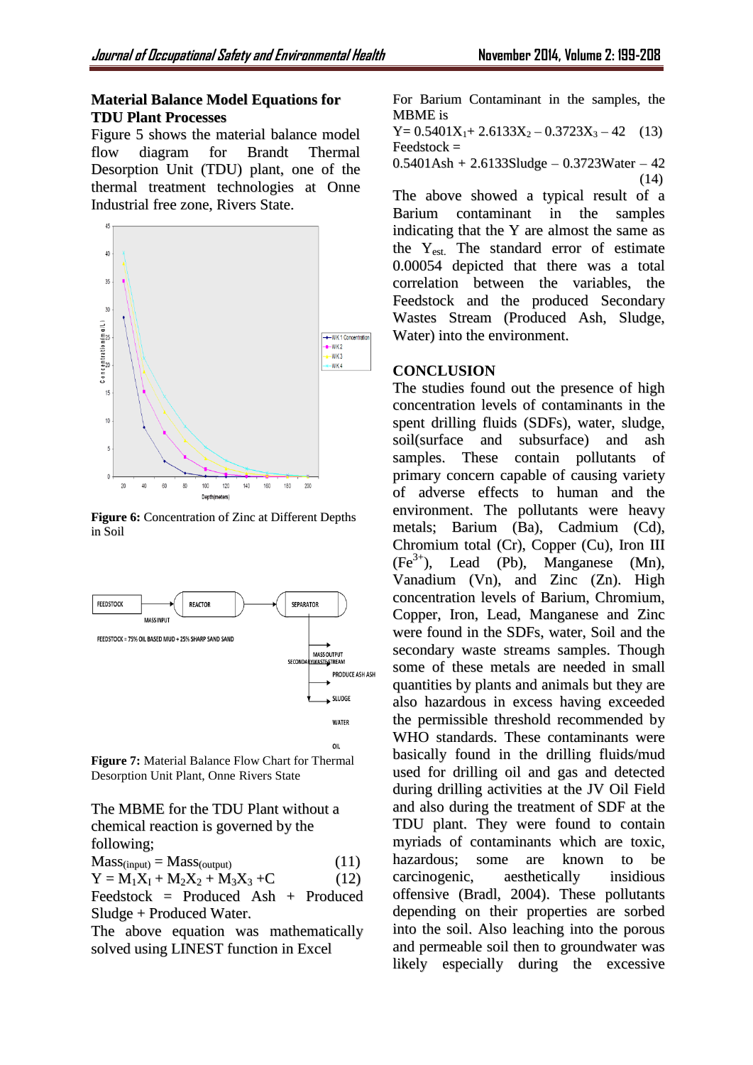## Material Balance Model Equations for TDU Plant Processes

Figure 5 shows the material balance model flow diagram for Brandt Thermal Desorption Unit (TDU) plant, one of the thermal treatment technologies at Onne Industrial free zone, Rivers State.

**Figure 6:** Concentration of Zinc at Different Depths in Soil

**Figure 7:** Material Balance Flow Chart for Thermal Desorption Unit Plant, Onne Rivers State

The MBME for the TDU Plant without a chemical reaction is governed by the following;

$$Mass_{(input)} = Mass_{(output)} \quad (11)$$

$$Y = M_1X_1 + M_2X_2 + M_3X_3 + C \quad (12)$$

Feedstock = Produced Ash + Produced Sludge + Produced Water.

The above equation was mathematically solved using LINEST function in Excel

For Barium Contaminant in the samples, the MBME is

$$Y = 0.5401X_1 + 2.6133X_2 - 0.3723X_3 - 42 \quad (13)$$

Feedstock =

0.5401Ash + 2.6133Sludge – 0.3723Water – 42 (14)

The above showed a typical result of a Barium contaminant in the samples indicating that the Y are almost the same as the $Y_{est.}$ The standard error of estimate 0.00054 depicted that there was a total correlation between the variables, the Feedstock and the produced Secondary Wastes Stream (Produced Ash, Sludge, Water) into the environment.

## CONCLUSION

The studies found out the presence of high concentration levels of contaminants in the spent drilling fluids (SDFs), water, sludge, soil(surface and subsurface) and ash samples. These contain pollutants of primary concern capable of causing variety of adverse effects to human and the environment. The pollutants were heavy metals; Barium (Ba), Cadmium (Cd), Chromium total (Cr), Copper (Cu), Iron III ($Fe^{3+}$), Lead (Pb), Manganese (Mn), Vanadium (Vn), and Zinc (Zn). High concentration levels of Barium, Chromium, Copper, Iron, Lead, Manganese and Zinc were found in the SDFs, water, Soil and the secondary waste streams samples. Though some of these metals are needed in small quantities by plants and animals but they are also hazardous in excess having exceeded the permissible threshold recommended by WHO standards. These contaminants were basically found in the drilling fluids/mud used for drilling oil and gas and detected during drilling activities at the JV Oil Field and also during the treatment of SDF at the TDU plant. They were found to contain myriads of contaminants which are toxic, hazardous; some are known to be carcinogenic, aesthetically insidious offensive (Bradl, 2004). These pollutants depending on their properties are sorbed into the soil. Also leaching into the porous and permeable soil then to groundwater was likely especially during the excessive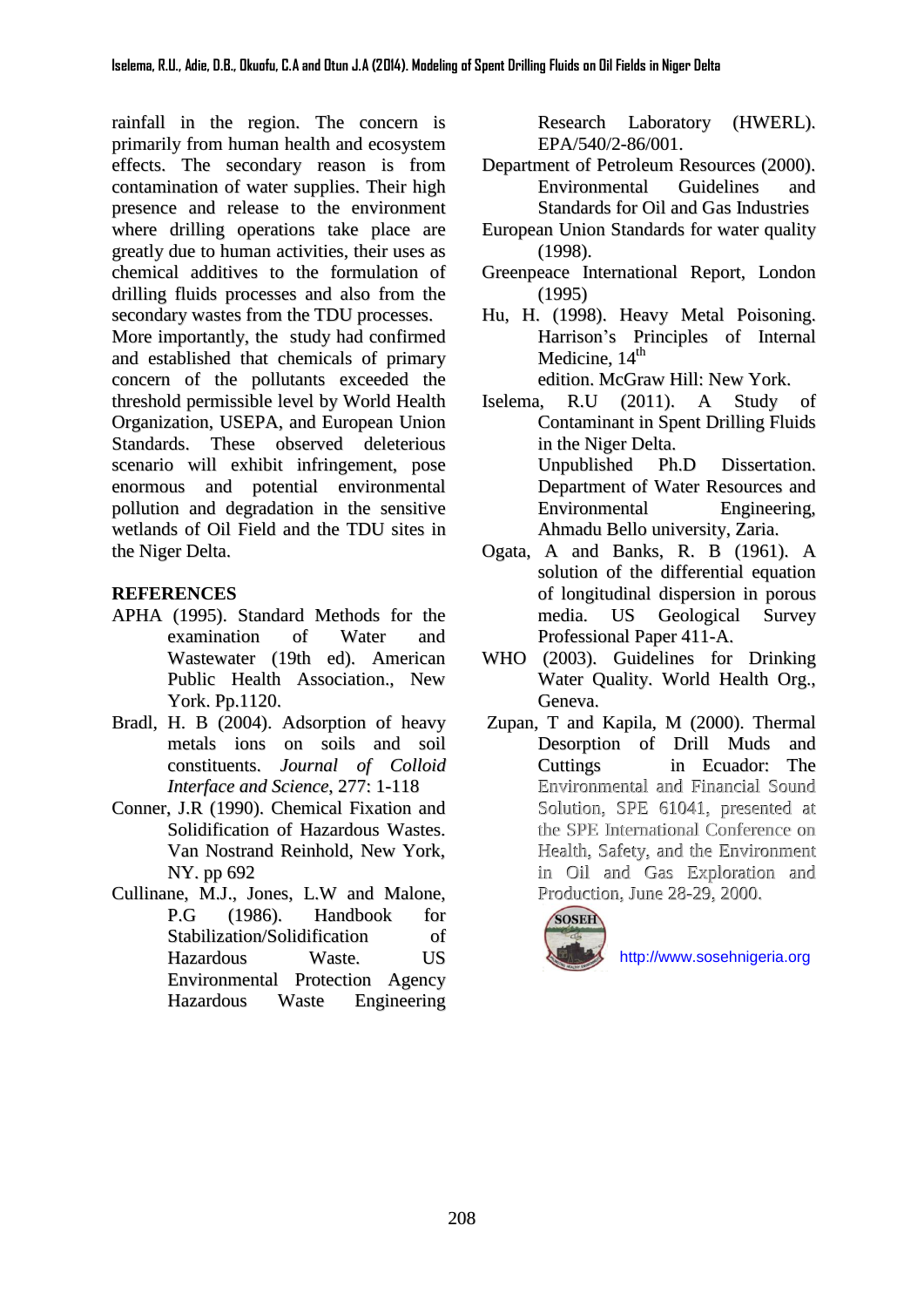rainfall in the region. The concern is primarily from human health and ecosystem effects. The secondary reason is from contamination of water supplies. Their high presence and release to the environment where drilling operations take place are greatly due to human activities, their uses as chemical additives to the formulation of drilling fluids processes and also from the secondary wastes from the TDU processes.

More importantly, the study had confirmed and established that chemicals of primary concern of the pollutants exceeded the threshold permissible level by World Health Organization, USEPA, and European Union Standards. These observed deleterious scenario will exhibit infringement, pose enormous and potential environmental pollution and degradation in the sensitive wetlands of Oil Field and the TDU sites in the Niger Delta.

## REFERENCES

APHA (1995). Standard Methods for the examination of Water and Wastewater (19th ed). American Public Health Association., New York. Pp.1120.

Bradl, H. B (2004). Adsorption of heavy metals ions on soils and soil constituents. *Journal of Colloid Interface and Science*, 277: 1-118

Conner, J.R (1990). Chemical Fixation and Solidification of Hazardous Wastes. Van Nostrand Reinhold, New York, NY. pp 692

Cullinane, M.J., Jones, L.W and Malone, P.G (1986). Handbook for Stabilization/Solidification of Hazardous Waste. US Environmental Protection Agency Hazardous Waste Engineering Research Laboratory (HWERL). EPA/540/2-86/001.

Department of Petroleum Resources (2000). Environmental Guidelines and Standards for Oil and Gas Industries

European Union Standards for water quality (1998).

Greenpeace International Report, London (1995)

Hu, H. (1998). Heavy Metal Poisoning. Harrison's Principles of Internal Medicine, 14th edition. McGraw Hill: New York.

Iselema, R.U (2011). A Study of Contaminant in Spent Drilling Fluids in the Niger Delta. Unpublished Ph.D Dissertation. Department of Water Resources and Environmental Engineering, Ahmadu Bello university, Zaria.

Ogata, A and Banks, R. B (1961). A solution of the differential equation of longitudinal dispersion in porous media. US Geological Survey Professional Paper 411-A.

WHO (2003). Guidelines for Drinking Water Quality. World Health Org., Geneva.

Zupan, T and Kapila, M (2000). Thermal Desorption of Drill Muds and Cuttings in Ecuador: The Environmental and Financial Sound Solution, SPE 61041, presented at the SPE International Conference on Health, Safety, and the Environment in Oil and Gas Exploration and Production, June 28-29, 2000.

http://www.sosehnigeria.org